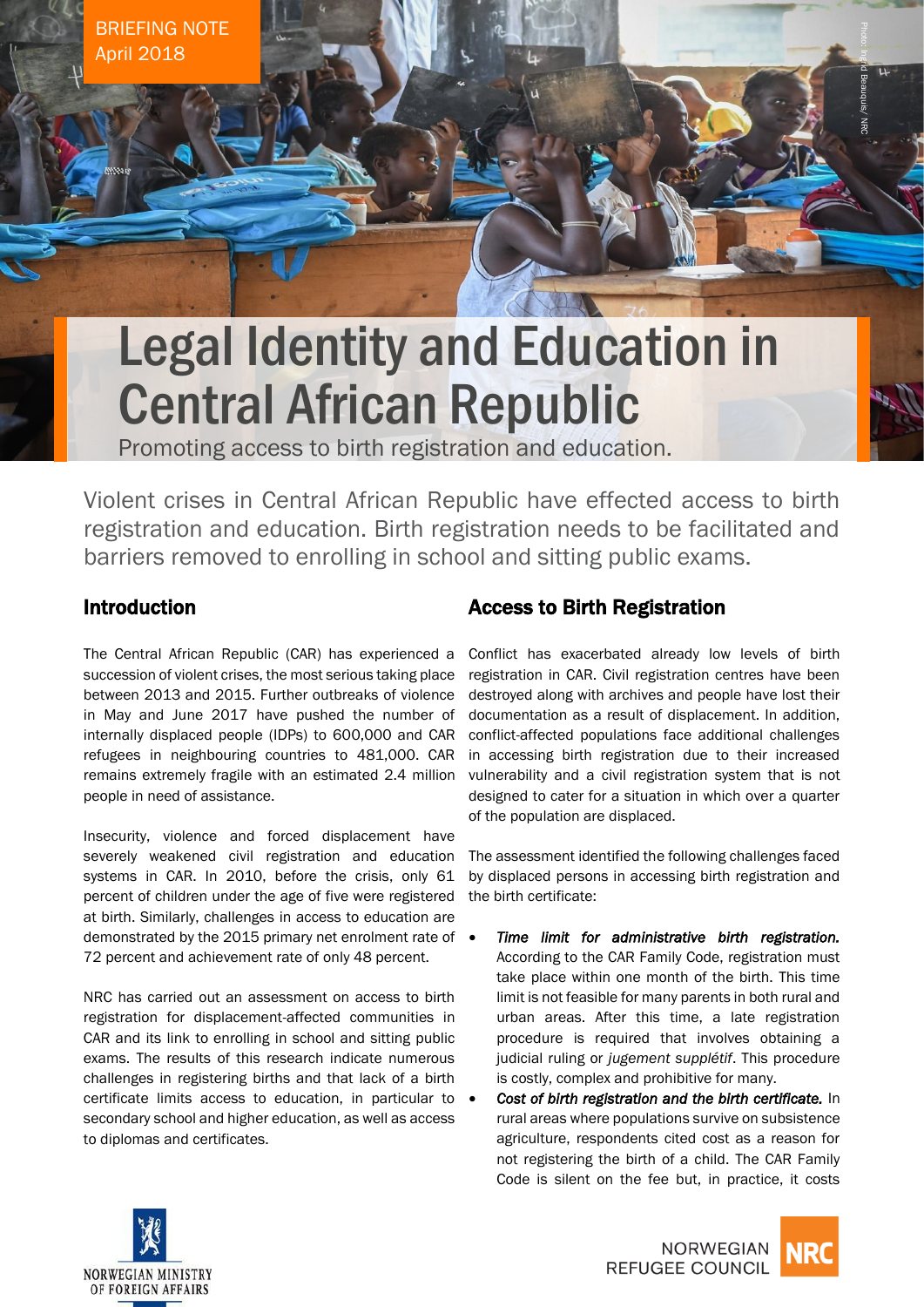BRIEFING NOTE
April 2018

# Legal Identity and Education in Central African Republic

Promoting access to birth registration and education.

Violent crises in Central African Republic have effected access to birth registration and education. Birth registration needs to be facilitated and barriers removed to enrolling in school and sitting public exams.

## Introduction

The Central African Republic (CAR) has experienced a succession of violent crises, the most serious taking place between 2013 and 2015. Further outbreaks of violence in May and June 2017 have pushed the number of internally displaced people (IDPs) to 600,000 and CAR refugees in neighbouring countries to 481,000. CAR remains extremely fragile with an estimated 2.4 million people in need of assistance.

Insecurity, violence and forced displacement have severely weakened civil registration and education systems in CAR. In 2010, before the crisis, only 61 percent of children under the age of five were registered at birth. Similarly, challenges in access to education are demonstrated by the 2015 primary net enrolment rate of 72 percent and achievement rate of only 48 percent.

NRC has carried out an assessment on access to birth registration for displacement-affected communities in CAR and its link to enrolling in school and sitting public exams. The results of this research indicate numerous challenges in registering births and that lack of a birth certificate limits access to education, in particular to secondary school and higher education, as well as access to diplomas and certificates.

## Access to Birth Registration

Conflict has exacerbated already low levels of birth registration in CAR. Civil registration centres have been destroyed along with archives and people have lost their documentation as a result of displacement. In addition, conflict-affected populations face additional challenges in accessing birth registration due to their increased vulnerability and a civil registration system that is not designed to cater for a situation in which over a quarter of the population are displaced.

The assessment identified the following challenges faced by displaced persons in accessing birth registration and the birth certificate:

- ***Time limit for administrative birth registration.*** According to the CAR Family Code, registration must take place within one month of the birth. This time limit is not feasible for many parents in both rural and urban areas. After this time, a late registration procedure is required that involves obtaining a judicial ruling or *jugement supplétif*. This procedure is costly, complex and prohibitive for many.
- ***Cost of birth registration and the birth certificate.*** In rural areas where populations survive on subsistence agriculture, respondents cited cost as a reason for not registering the birth of a child. The CAR Family Code is silent on the fee but, in practice, it costs

NORWEGIAN MINISTRY OF FOREIGN AFFAIRS

NORWEGIAN REFUGEE COUNCIL NRC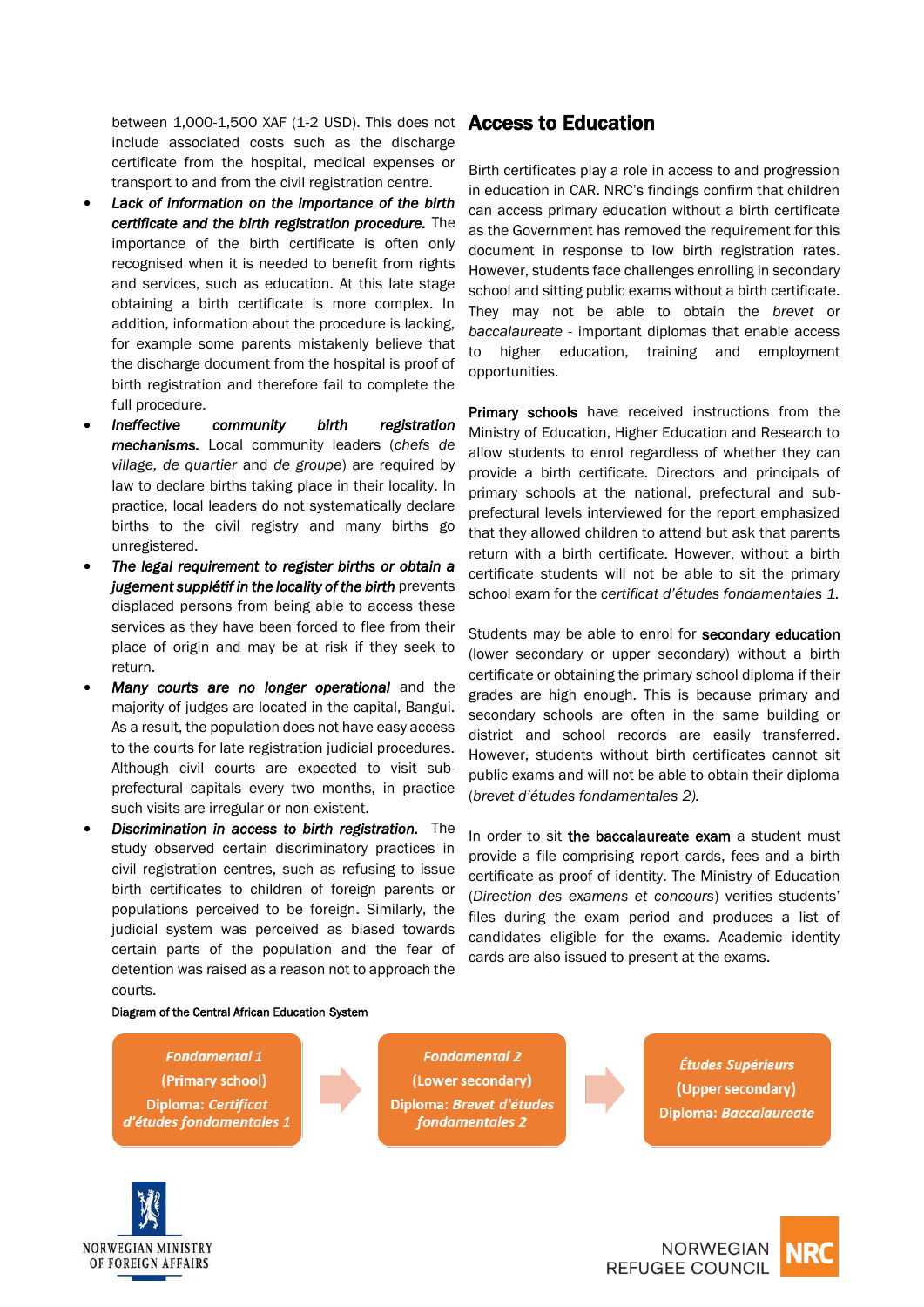between 1,000-1,500 XAF (1-2 USD). This does not include associated costs such as the discharge certificate from the hospital, medical expenses or transport to and from the civil registration centre.

- ***Lack of information on the importance of the birth certificate and the birth registration procedure.*** The importance of the birth certificate is often only recognised when it is needed to benefit from rights and services, such as education. At this late stage obtaining a birth certificate is more complex. In addition, information about the procedure is lacking, for example some parents mistakenly believe that the discharge document from the hospital is proof of birth registration and therefore fail to complete the full procedure.
- ***Ineffective community birth registration mechanisms.*** Local community leaders (*chefs de village, de quartier* and *de groupe*) are required by law to declare births taking place in their locality. In practice, local leaders do not systematically declare births to the civil registry and many births go unregistered.
- ***The legal requirement to register births or obtain a jugement supplétif in the locality of the birth*** prevents displaced persons from being able to access these services as they have been forced to flee from their place of origin and may be at risk if they seek to return.
- ***Many courts are no longer operational*** and the majority of judges are located in the capital, Bangui. As a result, the population does not have easy access to the courts for late registration judicial procedures. Although civil courts are expected to visit sub-prefectural capitals every two months, in practice such visits are irregular or non-existent.
- ***Discrimination in access to birth registration.*** The study observed certain discriminatory practices in civil registration centres, such as refusing to issue birth certificates to children of foreign parents or populations perceived to be foreign. Similarly, the judicial system was perceived as biased towards certain parts of the population and the fear of detention was raised as a reason not to approach the courts.

## Access to Education

Birth certificates play a role in access to and progression in education in CAR. NRC's findings confirm that children can access primary education without a birth certificate as the Government has removed the requirement for this document in response to low birth registration rates. However, students face challenges enrolling in secondary school and sitting public exams without a birth certificate. They may not be able to obtain the *brevet* or *baccalaureate* - important diplomas that enable access to higher education, training and employment opportunities.

**Primary schools** have received instructions from the Ministry of Education, Higher Education and Research to allow students to enrol regardless of whether they can provide a birth certificate. Directors and principals of primary schools at the national, prefectural and sub-prefectural levels interviewed for the report emphasized that they allowed children to attend but ask that parents return with a birth certificate. However, without a birth certificate students will not be able to sit the primary school exam for the *certificat d'études fondamentales 1.*

Students may be able to enrol for **secondary education** (lower secondary or upper secondary) without a birth certificate or obtaining the primary school diploma if their grades are high enough. This is because primary and secondary schools are often in the same building or district and school records are easily transferred. However, students without birth certificates cannot sit public exams and will not be able to obtain their diploma (*brevet d'études fondamentales 2).*

In order to sit **the baccalaureate exam** a student must provide a file comprising report cards, fees and a birth certificate as proof of identity. The Ministry of Education (*Direction des examens et concours*) verifies students' files during the exam period and produces a list of candidates eligible for the exams. Academic identity cards are also issued to present at the exams.

Diagram of the Central African Education System

*Fondamental 1* (Primary school) Diploma: *Certificat d'études fondamentales 1* → *Fondamental 2* (Lower secondary) Diploma: *Brevet d'études fondamentales 2* → *Études Supérieurs* (Upper secondary) Diploma: *Baccalaureate*

NORWEGIAN MINISTRY OF FOREIGN AFFAIRS

NORWEGIAN REFUGEE COUNCIL NRC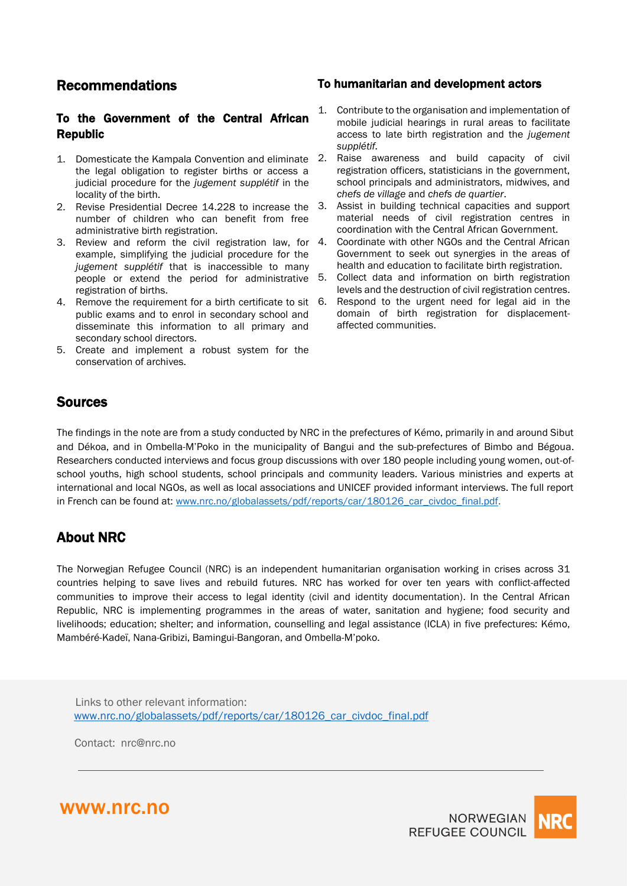## Recommendations

### To the Government of the Central African Republic

1. Domesticate the Kampala Convention and eliminate the legal obligation to register births or access a judicial procedure for the *jugement supplétif* in the locality of the birth.
2. Revise Presidential Decree 14.228 to increase the number of children who can benefit from free administrative birth registration.
3. Review and reform the civil registration law, for example, simplifying the judicial procedure for the *jugement supplétif* that is inaccessible to many people or extend the period for administrative registration of births.
4. Remove the requirement for a birth certificate to sit public exams and to enrol in secondary school and disseminate this information to all primary and secondary school directors.
5. Create and implement a robust system for the conservation of archives.

### To humanitarian and development actors

1. Contribute to the organisation and implementation of mobile judicial hearings in rural areas to facilitate access to late birth registration and the *jugement supplétif*.
2. Raise awareness and build capacity of civil registration officers, statisticians in the government, school principals and administrators, midwives, and *chefs de village* and *chefs de quartier*.
3. Assist in building technical capacities and support material needs of civil registration centres in coordination with the Central African Government.
4. Coordinate with other NGOs and the Central African Government to seek out synergies in the areas of health and education to facilitate birth registration.
5. Collect data and information on birth registration levels and the destruction of civil registration centres.
6. Respond to the urgent need for legal aid in the domain of birth registration for displacement-affected communities.

## Sources

The findings in the note are from a study conducted by NRC in the prefectures of Kémo, primarily in and around Sibut and Dékoa, and in Ombella-M'Poko in the municipality of Bangui and the sub-prefectures of Bimbo and Bégoua. Researchers conducted interviews and focus group discussions with over 180 people including young women, out-of-school youths, high school students, school principals and community leaders. Various ministries and experts at international and local NGOs, as well as local associations and UNICEF provided informant interviews. The full report in French can be found at: www.nrc.no/globalassets/pdf/reports/car/180126_car_civdoc_final.pdf.

## About NRC

The Norwegian Refugee Council (NRC) is an independent humanitarian organisation working in crises across 31 countries helping to save lives and rebuild futures. NRC has worked for over ten years with conflict-affected communities to improve their access to legal identity (civil and identity documentation). In the Central African Republic, NRC is implementing programmes in the areas of water, sanitation and hygiene; food security and livelihoods; education; shelter; and information, counselling and legal assistance (ICLA) in five prefectures: Kémo, Mambéré-Kadeï, Nana-Gribizi, Bamingui-Bangoran, and Ombella-M'poko.

Links to other relevant information:
www.nrc.no/globalassets/pdf/reports/car/180126_car_civdoc_final.pdf

Contact: nrc@nrc.no

www.nrc.no

NORWEGIAN REFUGEE COUNCIL NRC